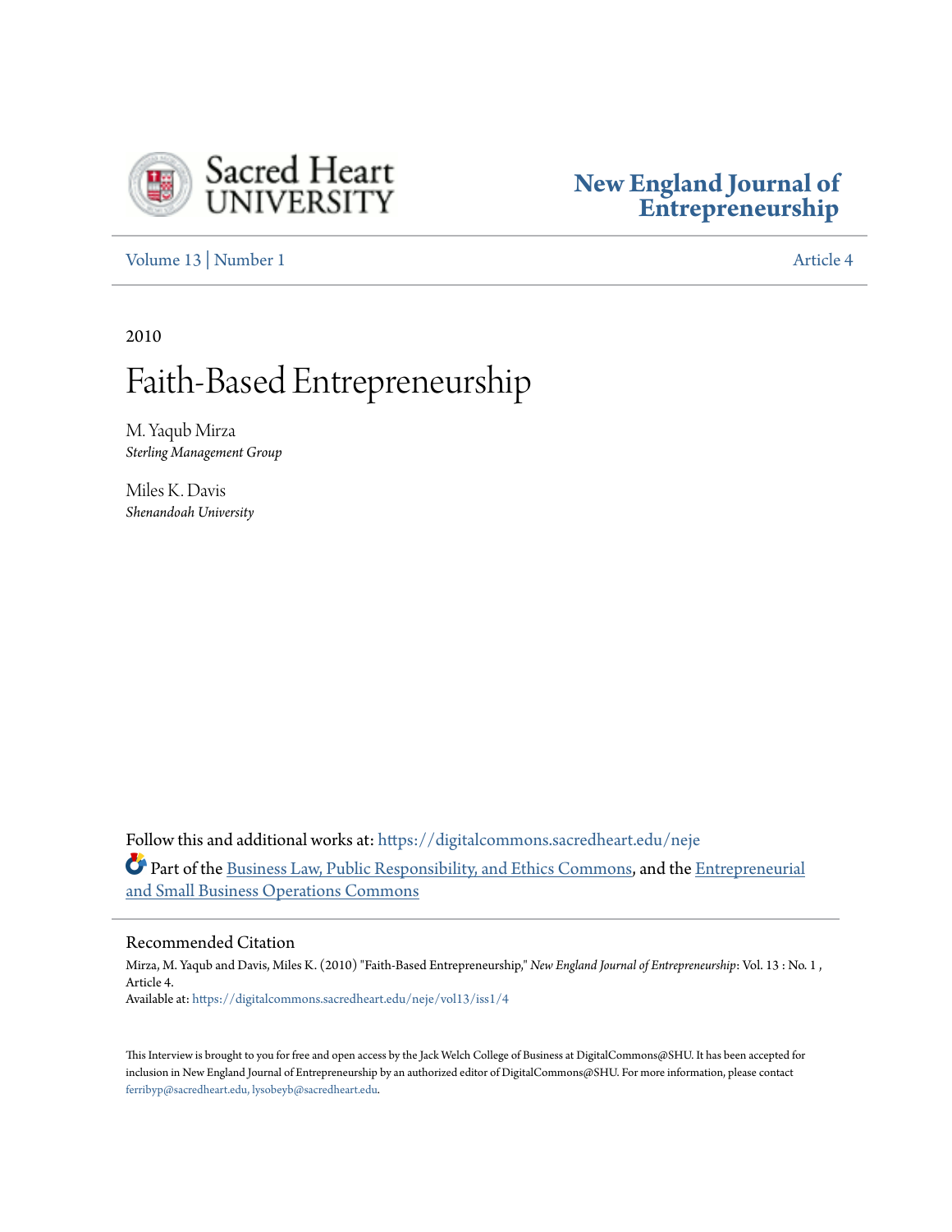Sacred Heart UNIVERSITY

**New England Journal of Entrepreneurship**

Volume 13 | Number 1 | Article 4

2010

# Faith-Based Entrepreneurship

M. Yaqub Mirza
*Sterling Management Group*

Miles K. Davis
*Shenandoah University*

Follow this and additional works at: https://digitalcommons.sacredheart.edu/neje

Part of the Business Law, Public Responsibility, and Ethics Commons, and the Entrepreneurial and Small Business Operations Commons

## Recommended Citation

Mirza, M. Yaqub and Davis, Miles K. (2010) "Faith-Based Entrepreneurship," *New England Journal of Entrepreneurship*: Vol. 13 : No. 1 , Article 4.
Available at: https://digitalcommons.sacredheart.edu/neje/vol13/iss1/4

This Interview is brought to you for free and open access by the Jack Welch College of Business at DigitalCommons@SHU. It has been accepted for inclusion in New England Journal of Entrepreneurship by an authorized editor of DigitalCommons@SHU. For more information, please contact ferribyp@sacredheart.edu, lysobeyb@sacredheart.edu.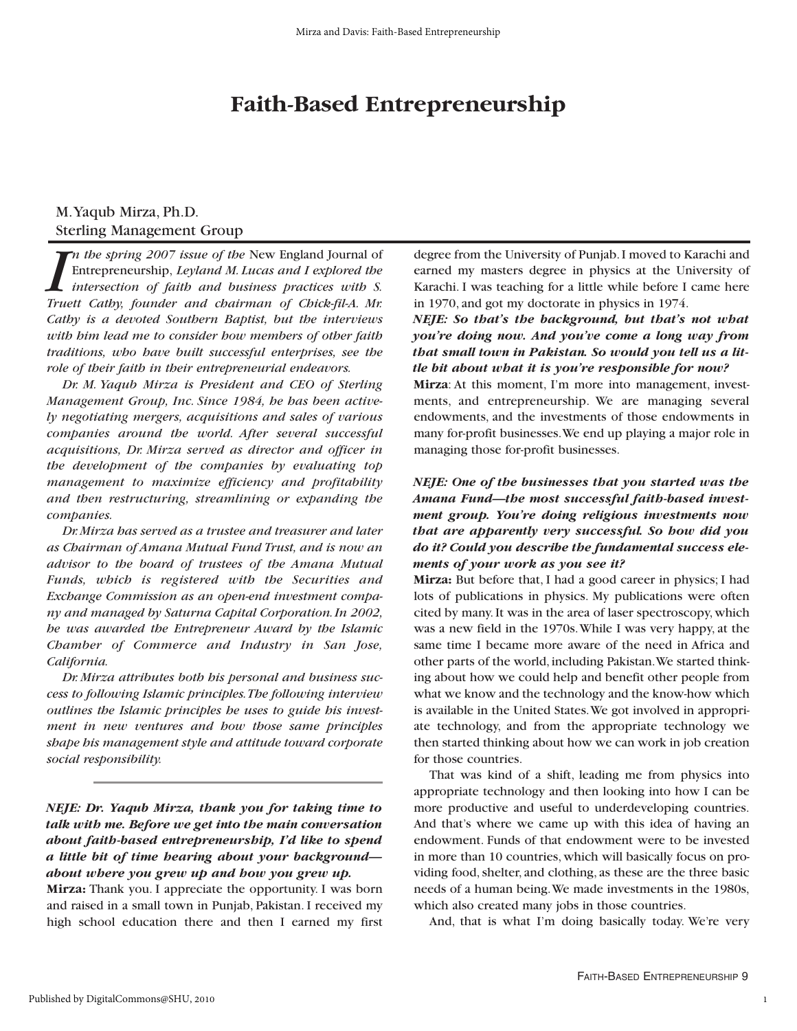# Faith-Based Entrepreneurship

M. Yaqub Mirza, Ph.D.
Sterling Management Group

*In the spring 2007 issue of the* New England Journal of Entrepreneurship, *Leyland M. Lucas and I explored the intersection of faith and business practices with S. Truett Cathy, founder and chairman of Chick-fil-A. Mr. Cathy is a devoted Southern Baptist, but the interviews with him lead me to consider how members of other faith traditions, who have built successful enterprises, see the role of their faith in their entrepreneurial endeavors.*

*Dr. M. Yaqub Mirza is President and CEO of Sterling Management Group, Inc. Since 1984, he has been actively negotiating mergers, acquisitions and sales of various companies around the world. After several successful acquisitions, Dr. Mirza served as director and officer in the development of the companies by evaluating top management to maximize efficiency and profitability and then restructuring, streamlining or expanding the companies.*

*Dr. Mirza has served as a trustee and treasurer and later as Chairman of Amana Mutual Fund Trust, and is now an advisor to the board of trustees of the Amana Mutual Funds, which is registered with the Securities and Exchange Commission as an open-end investment company and managed by Saturna Capital Corporation. In 2002, he was awarded the Entrepreneur Award by the Islamic Chamber of Commerce and Industry in San Jose, California.*

*Dr. Mirza attributes both his personal and business success to following Islamic principles. The following interview outlines the Islamic principles he uses to guide his investment in new ventures and how those same principles shape his management style and attitude toward corporate social responsibility.*

---

***NEJE: Dr. Yaqub Mirza, thank you for taking time to talk with me. Before we get into the main conversation about faith-based entrepreneurship, I'd like to spend a little bit of time hearing about your background—about where you grew up and how you grew up.***

**Mirza:** Thank you. I appreciate the opportunity. I was born and raised in a small town in Punjab, Pakistan. I received my high school education there and then I earned my first degree from the University of Punjab. I moved to Karachi and earned my masters degree in physics at the University of Karachi. I was teaching for a little while before I came here in 1970, and got my doctorate in physics in 1974.

***NEJE: So that's the background, but that's not what you're doing now. And you've come a long way from that small town in Pakistan. So would you tell us a little bit about what it is you're responsible for now?***

**Mirza**: At this moment, I'm more into management, investments, and entrepreneurship. We are managing several endowments, and the investments of those endowments in many for-profit businesses. We end up playing a major role in managing those for-profit businesses.

***NEJE: One of the businesses that you started was the Amana Fund—the most successful faith-based investment group. You're doing religious investments now that are apparently very successful. So how did you do it? Could you describe the fundamental success elements of your work as you see it?***

**Mirza:** But before that, I had a good career in physics; I had lots of publications in physics. My publications were often cited by many. It was in the area of laser spectroscopy, which was a new field in the 1970s. While I was very happy, at the same time I became more aware of the need in Africa and other parts of the world, including Pakistan. We started thinking about how we could help and benefit other people from what we know and the technology and the know-how which is available in the United States. We got involved in appropriate technology, and from the appropriate technology we then started thinking about how we can work in job creation for those countries.

That was kind of a shift, leading me from physics into appropriate technology and then looking into how I can be more productive and useful to underdeveloping countries. And that's where we came up with this idea of having an endowment. Funds of that endowment were to be invested in more than 10 countries, which will basically focus on providing food, shelter, and clothing, as these are the three basic needs of a human being. We made investments in the 1980s, which also created many jobs in those countries.

And, that is what I'm doing basically today. We're very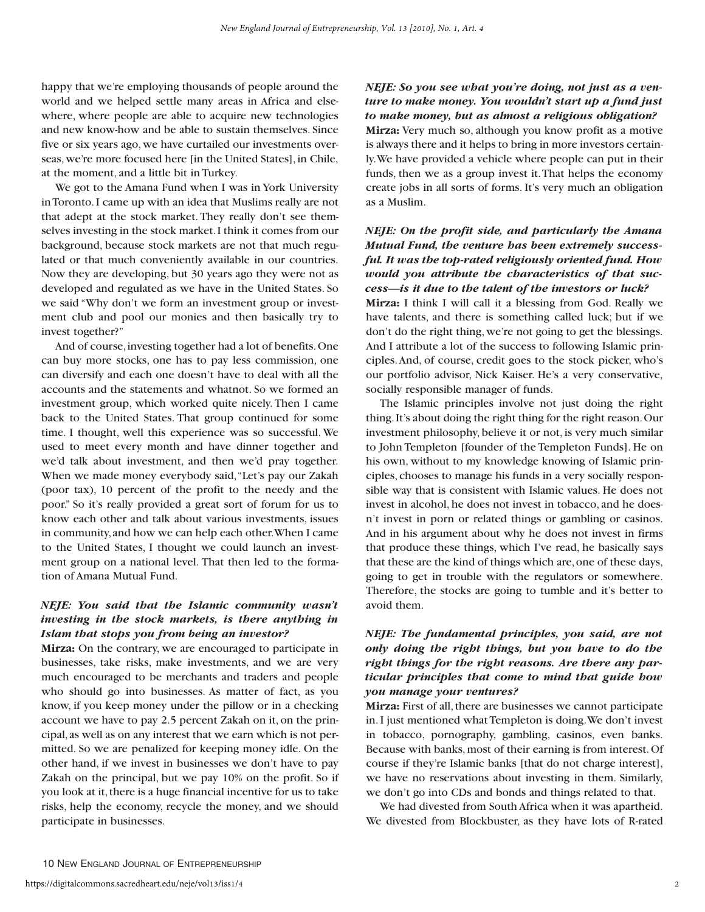happy that we're employing thousands of people around the world and we helped settle many areas in Africa and elsewhere, where people are able to acquire new technologies and new know-how and be able to sustain themselves. Since five or six years ago, we have curtailed our investments overseas, we're more focused here [in the United States], in Chile, at the moment, and a little bit in Turkey.

We got to the Amana Fund when I was in York University in Toronto. I came up with an idea that Muslims really are not that adept at the stock market. They really don't see themselves investing in the stock market. I think it comes from our background, because stock markets are not that much regulated or that much conveniently available in our countries. Now they are developing, but 30 years ago they were not as developed and regulated as we have in the United States. So we said "Why don't we form an investment group or investment club and pool our monies and then basically try to invest together?"

And of course, investing together had a lot of benefits. One can buy more stocks, one has to pay less commission, one can diversify and each one doesn't have to deal with all the accounts and the statements and whatnot. So we formed an investment group, which worked quite nicely. Then I came back to the United States. That group continued for some time. I thought, well this experience was so successful. We used to meet every month and have dinner together and we'd talk about investment, and then we'd pray together. When we made money everybody said, "Let's pay our Zakah (poor tax), 10 percent of the profit to the needy and the poor." So it's really provided a great sort of forum for us to know each other and talk about various investments, issues in community, and how we can help each other. When I came to the United States, I thought we could launch an investment group on a national level. That then led to the formation of Amana Mutual Fund.

***NEJE: You said that the Islamic community wasn't investing in the stock markets, is there anything in Islam that stops you from being an investor?***

**Mirza:** On the contrary, we are encouraged to participate in businesses, take risks, make investments, and we are very much encouraged to be merchants and traders and people who should go into businesses. As matter of fact, as you know, if you keep money under the pillow or in a checking account we have to pay 2.5 percent Zakah on it, on the principal, as well as on any interest that we earn which is not permitted. So we are penalized for keeping money idle. On the other hand, if we invest in businesses we don't have to pay Zakah on the principal, but we pay 10% on the profit. So if you look at it, there is a huge financial incentive for us to take risks, help the economy, recycle the money, and we should participate in businesses.

***NEJE: So you see what you're doing, not just as a venture to make money. You wouldn't start up a fund just to make money, but as almost a religious obligation?***

**Mirza:** Very much so, although you know profit as a motive is always there and it helps to bring in more investors certainly. We have provided a vehicle where people can put in their funds, then we as a group invest it. That helps the economy create jobs in all sorts of forms. It's very much an obligation as a Muslim.

***NEJE: On the profit side, and particularly the Amana Mutual Fund, the venture has been extremely successful. It was the top-rated religiously oriented fund. How would you attribute the characteristics of that success—is it due to the talent of the investors or luck?***

**Mirza:** I think I will call it a blessing from God. Really we have talents, and there is something called luck; but if we don't do the right thing, we're not going to get the blessings. And I attribute a lot of the success to following Islamic principles. And, of course, credit goes to the stock picker, who's our portfolio advisor, Nick Kaiser. He's a very conservative, socially responsible manager of funds.

The Islamic principles involve not just doing the right thing. It's about doing the right thing for the right reason. Our investment philosophy, believe it or not, is very much similar to John Templeton [founder of the Templeton Funds]. He on his own, without to my knowledge knowing of Islamic principles, chooses to manage his funds in a very socially responsible way that is consistent with Islamic values. He does not invest in alcohol, he does not invest in tobacco, and he doesn't invest in porn or related things or gambling or casinos. And in his argument about why he does not invest in firms that produce these things, which I've read, he basically says that these are the kind of things which are, one of these days, going to get in trouble with the regulators or somewhere. Therefore, the stocks are going to tumble and it's better to avoid them.

***NEJE: The fundamental principles, you said, are not only doing the right things, but you have to do the right things for the right reasons. Are there any particular principles that come to mind that guide how you manage your ventures?***

**Mirza:** First of all, there are businesses we cannot participate in. I just mentioned what Templeton is doing. We don't invest in tobacco, pornography, gambling, casinos, even banks. Because with banks, most of their earning is from interest. Of course if they're Islamic banks [that do not charge interest], we have no reservations about investing in them. Similarly, we don't go into CDs and bonds and things related to that.

We had divested from South Africa when it was apartheid. We divested from Blockbuster, as they have lots of R-rated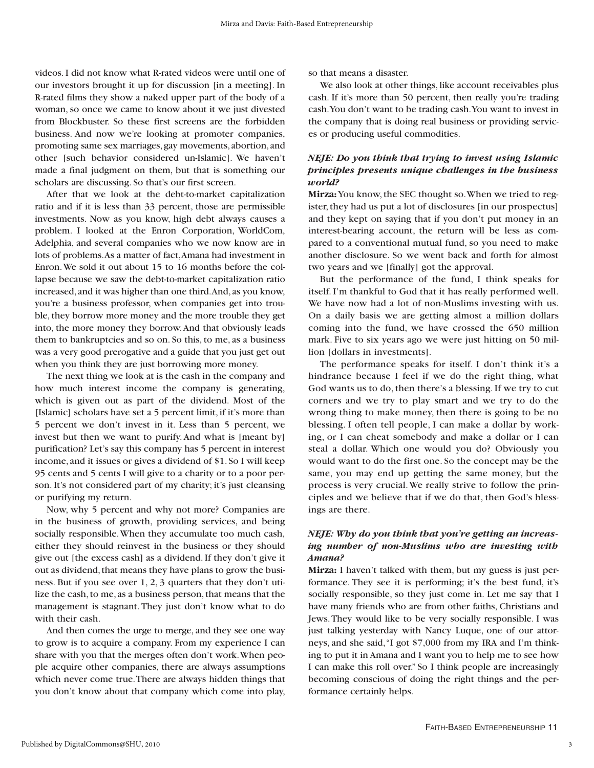videos. I did not know what R-rated videos were until one of our investors brought it up for discussion [in a meeting]. In R-rated films they show a naked upper part of the body of a woman, so once we came to know about it we just divested from Blockbuster. So these first screens are the forbidden business. And now we're looking at promoter companies, promoting same sex marriages, gay movements, abortion, and other [such behavior considered un-Islamic]. We haven't made a final judgment on them, but that is something our scholars are discussing. So that's our first screen.

After that we look at the debt-to-market capitalization ratio and if it is less than 33 percent, those are permissible investments. Now as you know, high debt always causes a problem. I looked at the Enron Corporation, WorldCom, Adelphia, and several companies who we now know are in lots of problems. As a matter of fact, Amana had investment in Enron. We sold it out about 15 to 16 months before the collapse because we saw the debt-to-market capitalization ratio increased, and it was higher than one third. And, as you know, you're a business professor, when companies get into trouble, they borrow more money and the more trouble they get into, the more money they borrow. And that obviously leads them to bankruptcies and so on. So this, to me, as a business was a very good prerogative and a guide that you just get out when you think they are just borrowing more money.

The next thing we look at is the cash in the company and how much interest income the company is generating, which is given out as part of the dividend. Most of the [Islamic] scholars have set a 5 percent limit, if it's more than 5 percent we don't invest in it. Less than 5 percent, we invest but then we want to purify. And what is [meant by] purification? Let's say this company has 5 percent in interest income, and it issues or gives a dividend of $1. So I will keep 95 cents and 5 cents I will give to a charity or to a poor person. It's not considered part of my charity; it's just cleansing or purifying my return.

Now, why 5 percent and why not more? Companies are in the business of growth, providing services, and being socially responsible. When they accumulate too much cash, either they should reinvest in the business or they should give out [the excess cash] as a dividend. If they don't give it out as dividend, that means they have plans to grow the business. But if you see over 1, 2, 3 quarters that they don't utilize the cash, to me, as a business person, that means that the management is stagnant. They just don't know what to do with their cash.

And then comes the urge to merge, and they see one way to grow is to acquire a company. From my experience I can share with you that the merges often don't work. When people acquire other companies, there are always assumptions which never come true. There are always hidden things that you don't know about that company which come into play, so that means a disaster.

We also look at other things, like account receivables plus cash. If it's more than 50 percent, then really you're trading cash. You don't want to be trading cash. You want to invest in the company that is doing real business or providing services or producing useful commodities.

***NEJE: Do you think that trying to invest using Islamic principles presents unique challenges in the business world?***

**Mirza:** You know, the SEC thought so. When we tried to register, they had us put a lot of disclosures [in our prospectus] and they kept on saying that if you don't put money in an interest-bearing account, the return will be less as compared to a conventional mutual fund, so you need to make another disclosure. So we went back and forth for almost two years and we [finally] got the approval.

But the performance of the fund, I think speaks for itself. I'm thankful to God that it has really performed well. We have now had a lot of non-Muslims investing with us. On a daily basis we are getting almost a million dollars coming into the fund, we have crossed the 650 million mark. Five to six years ago we were just hitting on 50 million [dollars in investments].

The performance speaks for itself. I don't think it's a hindrance because I feel if we do the right thing, what God wants us to do, then there's a blessing. If we try to cut corners and we try to play smart and we try to do the wrong thing to make money, then there is going to be no blessing. I often tell people, I can make a dollar by working, or I can cheat somebody and make a dollar or I can steal a dollar. Which one would you do? Obviously you would want to do the first one. So the concept may be the same, you may end up getting the same money, but the process is very crucial. We really strive to follow the principles and we believe that if we do that, then God's blessings are there.

***NEJE: Why do you think that you're getting an increasing number of non-Muslims who are investing with Amana?***

**Mirza:** I haven't talked with them, but my guess is just performance. They see it is performing; it's the best fund, it's socially responsible, so they just come in. Let me say that I have many friends who are from other faiths, Christians and Jews. They would like to be very socially responsible. I was just talking yesterday with Nancy Luque, one of our attorneys, and she said, "I got $7,000 from my IRA and I'm thinking to put it in Amana and I want you to help me to see how I can make this roll over." So I think people are increasingly becoming conscious of doing the right things and the performance certainly helps.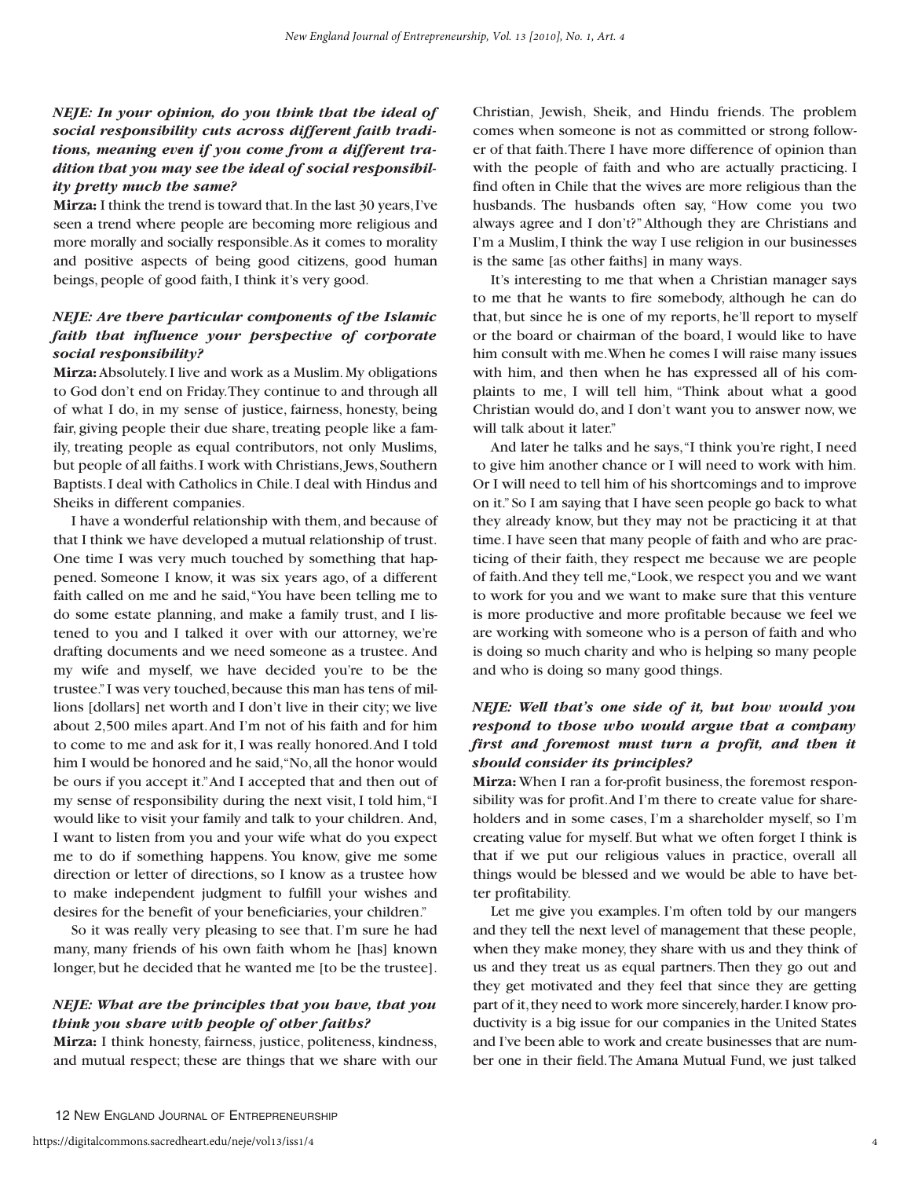***NEJE: In your opinion, do you think that the ideal of social responsibility cuts across different faith traditions, meaning even if you come from a different tradition that you may see the ideal of social responsibility pretty much the same?***

**Mirza:** I think the trend is toward that. In the last 30 years, I've seen a trend where people are becoming more religious and more morally and socially responsible. As it comes to morality and positive aspects of being good citizens, good human beings, people of good faith, I think it's very good.

***NEJE: Are there particular components of the Islamic faith that influence your perspective of corporate social responsibility?***

**Mirza:** Absolutely. I live and work as a Muslim. My obligations to God don't end on Friday. They continue to and through all of what I do, in my sense of justice, fairness, honesty, being fair, giving people their due share, treating people like a family, treating people as equal contributors, not only Muslims, but people of all faiths. I work with Christians, Jews, Southern Baptists. I deal with Catholics in Chile. I deal with Hindus and Sheiks in different companies.

I have a wonderful relationship with them, and because of that I think we have developed a mutual relationship of trust. One time I was very much touched by something that happened. Someone I know, it was six years ago, of a different faith called on me and he said, "You have been telling me to do some estate planning, and make a family trust, and I listened to you and I talked it over with our attorney, we're drafting documents and we need someone as a trustee. And my wife and myself, we have decided you're to be the trustee." I was very touched, because this man has tens of millions [dollars] net worth and I don't live in their city; we live about 2,500 miles apart. And I'm not of his faith and for him to come to me and ask for it, I was really honored. And I told him I would be honored and he said, "No, all the honor would be ours if you accept it." And I accepted that and then out of my sense of responsibility during the next visit, I told him, "I would like to visit your family and talk to your children. And, I want to listen from you and your wife what do you expect me to do if something happens. You know, give me some direction or letter of directions, so I know as a trustee how to make independent judgment to fulfill your wishes and desires for the benefit of your beneficiaries, your children."

So it was really very pleasing to see that. I'm sure he had many, many friends of his own faith whom he [has] known longer, but he decided that he wanted me [to be the trustee].

***NEJE: What are the principles that you have, that you think you share with people of other faiths?***

**Mirza:** I think honesty, fairness, justice, politeness, kindness, and mutual respect; these are things that we share with our Christian, Jewish, Sheik, and Hindu friends. The problem comes when someone is not as committed or strong follower of that faith. There I have more difference of opinion than with the people of faith and who are actually practicing. I find often in Chile that the wives are more religious than the husbands. The husbands often say, "How come you two always agree and I don't?" Although they are Christians and I'm a Muslim, I think the way I use religion in our businesses is the same [as other faiths] in many ways.

It's interesting to me that when a Christian manager says to me that he wants to fire somebody, although he can do that, but since he is one of my reports, he'll report to myself or the board or chairman of the board, I would like to have him consult with me. When he comes I will raise many issues with him, and then when he has expressed all of his complaints to me, I will tell him, "Think about what a good Christian would do, and I don't want you to answer now, we will talk about it later."

And later he talks and he says, "I think you're right, I need to give him another chance or I will need to work with him. Or I will need to tell him of his shortcomings and to improve on it." So I am saying that I have seen people go back to what they already know, but they may not be practicing it at that time. I have seen that many people of faith and who are practicing of their faith, they respect me because we are people of faith. And they tell me, "Look, we respect you and we want to work for you and we want to make sure that this venture is more productive and more profitable because we feel we are working with someone who is a person of faith and who is doing so much charity and who is helping so many people and who is doing so many good things.

***NEJE: Well that's one side of it, but how would you respond to those who would argue that a company first and foremost must turn a profit, and then it should consider its principles?***

**Mirza:** When I ran a for-profit business, the foremost responsibility was for profit. And I'm there to create value for shareholders and in some cases, I'm a shareholder myself, so I'm creating value for myself. But what we often forget I think is that if we put our religious values in practice, overall all things would be blessed and we would be able to have better profitability.

Let me give you examples. I'm often told by our mangers and they tell the next level of management that these people, when they make money, they share with us and they think of us and they treat us as equal partners. Then they go out and they get motivated and they feel that since they are getting part of it, they need to work more sincerely, harder. I know productivity is a big issue for our companies in the United States and I've been able to work and create businesses that are number one in their field. The Amana Mutual Fund, we just talked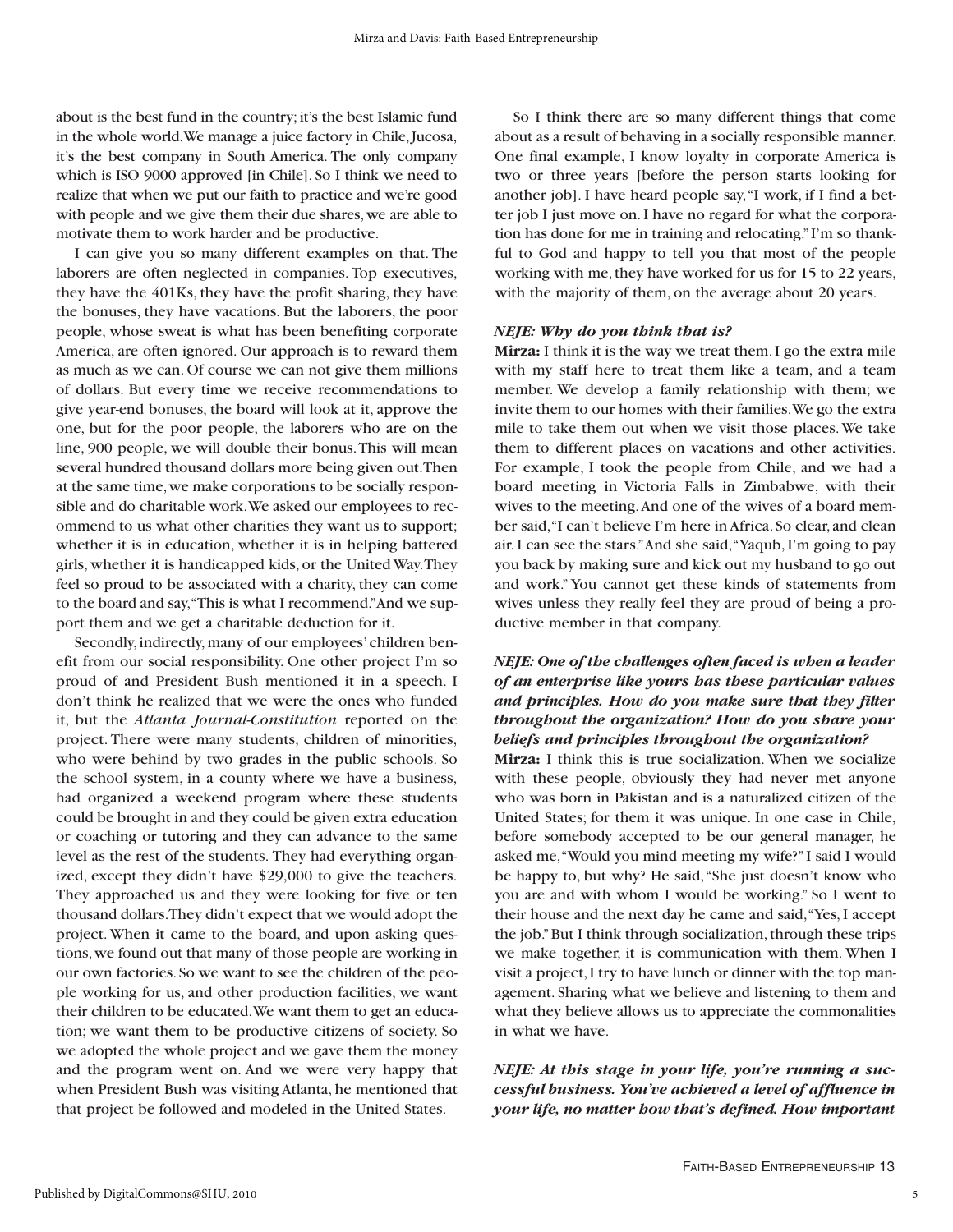about is the best fund in the country; it's the best Islamic fund in the whole world. We manage a juice factory in Chile, Jucosa, it's the best company in South America. The only company which is ISO 9000 approved [in Chile]. So I think we need to realize that when we put our faith to practice and we're good with people and we give them their due shares, we are able to motivate them to work harder and be productive.

I can give you so many different examples on that. The laborers are often neglected in companies. Top executives, they have the 401Ks, they have the profit sharing, they have the bonuses, they have vacations. But the laborers, the poor people, whose sweat is what has been benefiting corporate America, are often ignored. Our approach is to reward them as much as we can. Of course we can not give them millions of dollars. But every time we receive recommendations to give year-end bonuses, the board will look at it, approve the one, but for the poor people, the laborers who are on the line, 900 people, we will double their bonus. This will mean several hundred thousand dollars more being given out. Then at the same time, we make corporations to be socially responsible and do charitable work. We asked our employees to recommend to us what other charities they want us to support; whether it is in education, whether it is in helping battered girls, whether it is handicapped kids, or the United Way. They feel so proud to be associated with a charity, they can come to the board and say, "This is what I recommend." And we support them and we get a charitable deduction for it.

Secondly, indirectly, many of our employees' children benefit from our social responsibility. One other project I'm so proud of and President Bush mentioned it in a speech. I don't think he realized that we were the ones who funded it, but the *Atlanta Journal-Constitution* reported on the project. There were many students, children of minorities, who were behind by two grades in the public schools. So the school system, in a county where we have a business, had organized a weekend program where these students could be brought in and they could be given extra education or coaching or tutoring and they can advance to the same level as the rest of the students. They had everything organized, except they didn't have $29,000 to give the teachers. They approached us and they were looking for five or ten thousand dollars. They didn't expect that we would adopt the project. When it came to the board, and upon asking questions, we found out that many of those people are working in our own factories. So we want to see the children of the people working for us, and other production facilities, we want their children to be educated. We want them to get an education; we want them to be productive citizens of society. So we adopted the whole project and we gave them the money and the program went on. And we were very happy that when President Bush was visiting Atlanta, he mentioned that that project be followed and modeled in the United States.

So I think there are so many different things that come about as a result of behaving in a socially responsible manner. One final example, I know loyalty in corporate America is two or three years [before the person starts looking for another job]. I have heard people say, "I work, if I find a better job I just move on. I have no regard for what the corporation has done for me in training and relocating." I'm so thankful to God and happy to tell you that most of the people working with me, they have worked for us for 15 to 22 years, with the majority of them, on the average about 20 years.

***NEJE: Why do you think that is?***

**Mirza:** I think it is the way we treat them. I go the extra mile with my staff here to treat them like a team, and a team member. We develop a family relationship with them; we invite them to our homes with their families. We go the extra mile to take them out when we visit those places. We take them to different places on vacations and other activities. For example, I took the people from Chile, and we had a board meeting in Victoria Falls in Zimbabwe, with their wives to the meeting. And one of the wives of a board member said, "I can't believe I'm here in Africa. So clear, and clean air. I can see the stars." And she said, "Yaqub, I'm going to pay you back by making sure and kick out my husband to go out and work." You cannot get these kinds of statements from wives unless they really feel they are proud of being a productive member in that company.

***NEJE: One of the challenges often faced is when a leader of an enterprise like yours has these particular values and principles. How do you make sure that they filter throughout the organization? How do you share your beliefs and principles throughout the organization?***

**Mirza:** I think this is true socialization. When we socialize with these people, obviously they had never met anyone who was born in Pakistan and is a naturalized citizen of the United States; for them it was unique. In one case in Chile, before somebody accepted to be our general manager, he asked me, "Would you mind meeting my wife?" I said I would be happy to, but why? He said, "She just doesn't know who you are and with whom I would be working." So I went to their house and the next day he came and said, "Yes, I accept the job." But I think through socialization, through these trips we make together, it is communication with them. When I visit a project, I try to have lunch or dinner with the top management. Sharing what we believe and listening to them and what they believe allows us to appreciate the commonalities in what we have.

***NEJE: At this stage in your life, you're running a successful business. You've achieved a level of affluence in your life, no matter how that's defined. How important***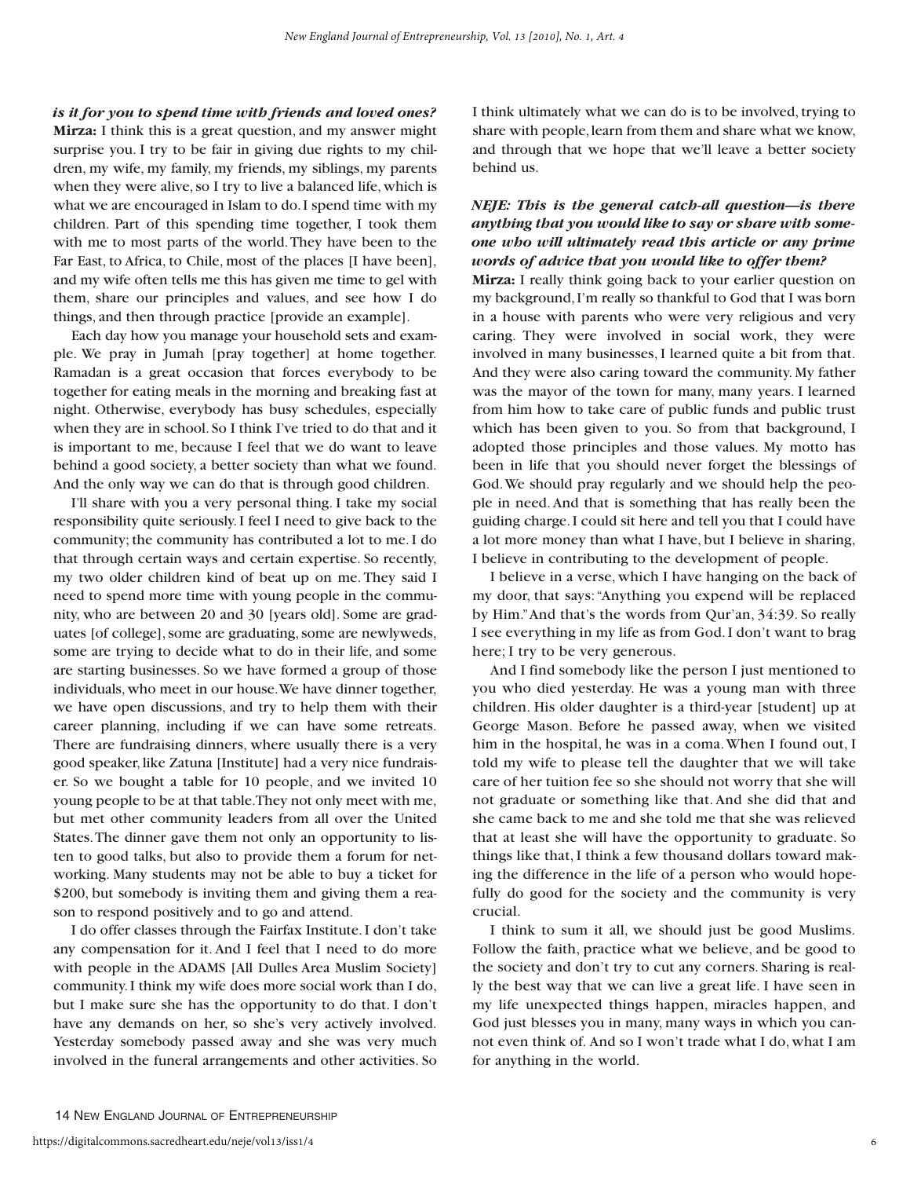***is it for you to spend time with friends and loved ones?***

**Mirza:** I think this is a great question, and my answer might surprise you. I try to be fair in giving due rights to my children, my wife, my family, my friends, my siblings, my parents when they were alive, so I try to live a balanced life, which is what we are encouraged in Islam to do. I spend time with my children. Part of this spending time together, I took them with me to most parts of the world. They have been to the Far East, to Africa, to Chile, most of the places [I have been], and my wife often tells me this has given me time to gel with them, share our principles and values, and see how I do things, and then through practice [provide an example].

Each day how you manage your household sets and example. We pray in Jumah [pray together] at home together. Ramadan is a great occasion that forces everybody to be together for eating meals in the morning and breaking fast at night. Otherwise, everybody has busy schedules, especially when they are in school. So I think I've tried to do that and it is important to me, because I feel that we do want to leave behind a good society, a better society than what we found. And the only way we can do that is through good children.

I'll share with you a very personal thing. I take my social responsibility quite seriously. I feel I need to give back to the community; the community has contributed a lot to me. I do that through certain ways and certain expertise. So recently, my two older children kind of beat up on me. They said I need to spend more time with young people in the community, who are between 20 and 30 [years old]. Some are graduates [of college], some are graduating, some are newlyweds, some are trying to decide what to do in their life, and some are starting businesses. So we have formed a group of those individuals, who meet in our house. We have dinner together, we have open discussions, and try to help them with their career planning, including if we can have some retreats. There are fundraising dinners, where usually there is a very good speaker, like Zatuna [Institute] had a very nice fundraiser. So we bought a table for 10 people, and we invited 10 young people to be at that table. They not only meet with me, but met other community leaders from all over the United States. The dinner gave them not only an opportunity to listen to good talks, but also to provide them a forum for networking. Many students may not be able to buy a ticket for $200, but somebody is inviting them and giving them a reason to respond positively and to go and attend.

I do offer classes through the Fairfax Institute. I don't take any compensation for it. And I feel that I need to do more with people in the ADAMS [All Dulles Area Muslim Society] community. I think my wife does more social work than I do, but I make sure she has the opportunity to do that. I don't have any demands on her, so she's very actively involved. Yesterday somebody passed away and she was very much involved in the funeral arrangements and other activities. So I think ultimately what we can do is to be involved, trying to share with people, learn from them and share what we know, and through that we hope that we'll leave a better society behind us.

***NEJE: This is the general catch-all question—is there anything that you would like to say or share with someone who will ultimately read this article or any prime words of advice that you would like to offer them?***

**Mirza:** I really think going back to your earlier question on my background, I'm really so thankful to God that I was born in a house with parents who were very religious and very caring. They were involved in social work, they were involved in many businesses, I learned quite a bit from that. And they were also caring toward the community. My father was the mayor of the town for many, many years. I learned from him how to take care of public funds and public trust which has been given to you. So from that background, I adopted those principles and those values. My motto has been in life that you should never forget the blessings of God. We should pray regularly and we should help the people in need. And that is something that has really been the guiding charge. I could sit here and tell you that I could have a lot more money than what I have, but I believe in sharing, I believe in contributing to the development of people.

I believe in a verse, which I have hanging on the back of my door, that says: "Anything you expend will be replaced by Him." And that's the words from Qur'an, 34:39. So really I see everything in my life as from God. I don't want to brag here; I try to be very generous.

And I find somebody like the person I just mentioned to you who died yesterday. He was a young man with three children. His older daughter is a third-year [student] up at George Mason. Before he passed away, when we visited him in the hospital, he was in a coma. When I found out, I told my wife to please tell the daughter that we will take care of her tuition fee so she should not worry that she will not graduate or something like that. And she did that and she came back to me and she told me that she was relieved that at least she will have the opportunity to graduate. So things like that, I think a few thousand dollars toward making the difference in the life of a person who would hopefully do good for the society and the community is very crucial.

I think to sum it all, we should just be good Muslims. Follow the faith, practice what we believe, and be good to the society and don't try to cut any corners. Sharing is really the best way that we can live a great life. I have seen in my life unexpected things happen, miracles happen, and God just blesses you in many, many ways in which you cannot even think of. And so I won't trade what I do, what I am for anything in the world.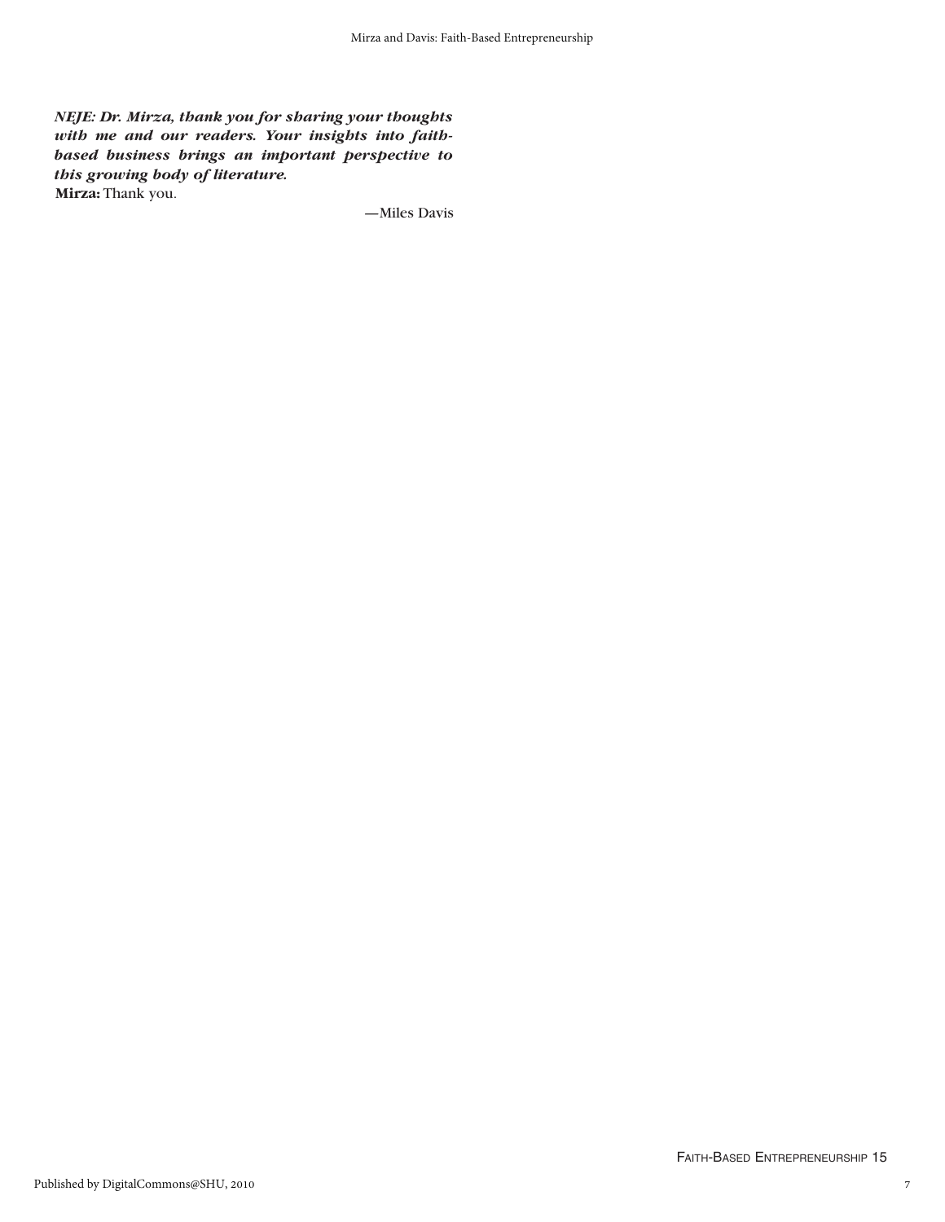***NEJE: Dr. Mirza, thank you for sharing your thoughts with me and our readers. Your insights into faith-based business brings an important perspective to this growing body of literature.***

**Mirza:** Thank you.

—Miles Davis